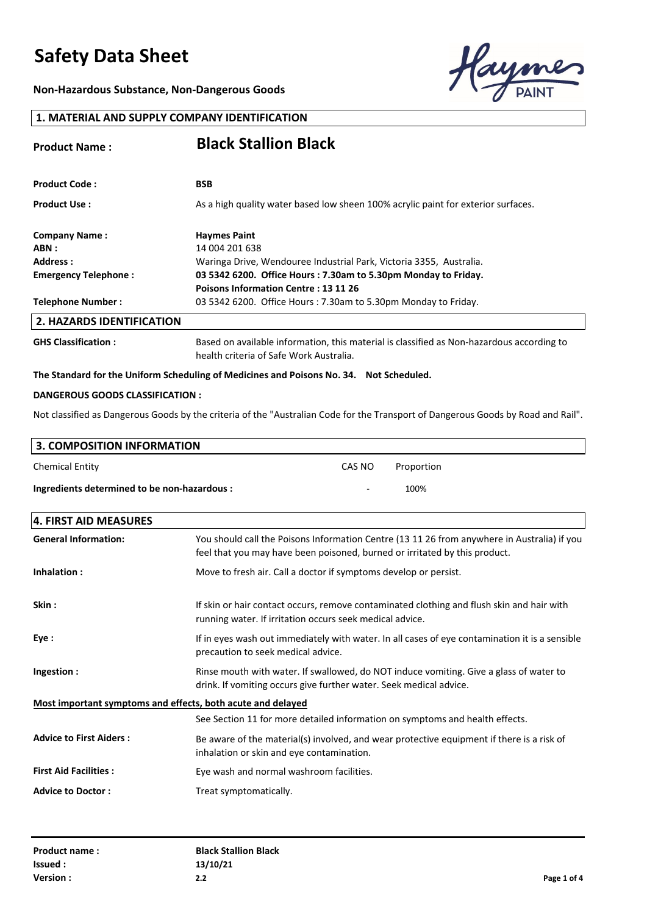# Safety Data Sheet

**Non-Hazardous Substance, Non-Dangerous Goods**

## 1. MATERIAL AND SUPPLY COMPANY IDENTIFICATION

**Product Name :** **Black Stallion Black**

**Product Code :** **BSB**

**Product Use :** As a high quality water based low sheen 100% acrylic paint for exterior surfaces.

**Company Name :** **Haymes Paint**
**ABN :** 14 004 201 638
**Address :** Waringa Drive, Wendouree Industrial Park, Victoria 3355, Australia.
**Emergency Telephone :** **03 5342 6200. Office Hours : 7.30am to 5.30pm Monday to Friday.**
**Poisons Information Centre : 13 11 26**
**Telephone Number :** 03 5342 6200. Office Hours : 7.30am to 5.30pm Monday to Friday.

## 2. HAZARDS IDENTIFICATION

**GHS Classification :** Based on available information, this material is classified as Non-hazardous according to health criteria of Safe Work Australia.

**The Standard for the Uniform Scheduling of Medicines and Poisons No. 34. Not Scheduled.**

**DANGEROUS GOODS CLASSIFICATION :**

Not classified as Dangerous Goods by the criteria of the "Australian Code for the Transport of Dangerous Goods by Road and Rail".

## 3. COMPOSITION INFORMATION

| Chemical Entity | CAS NO | Proportion |
|---|---|---|
| **Ingredients determined to be non-hazardous :** | - | 100% |

## 4. FIRST AID MEASURES

**General Information:** You should call the Poisons Information Centre (13 11 26 from anywhere in Australia) if you feel that you may have been poisoned, burned or irritated by this product.

**Inhalation :** Move to fresh air. Call a doctor if symptoms develop or persist.

**Skin :** If skin or hair contact occurs, remove contaminated clothing and flush skin and hair with running water. If irritation occurs seek medical advice.

**Eye :** If in eyes wash out immediately with water. In all cases of eye contamination it is a sensible precaution to seek medical advice.

**Ingestion :** Rinse mouth with water. If swallowed, do NOT induce vomiting. Give a glass of water to drink. If vomiting occurs give further water. Seek medical advice.

**Most important symptoms and effects, both acute and delayed**

See Section 11 for more detailed information on symptoms and health effects.

**Advice to First Aiders :** Be aware of the material(s) involved, and wear protective equipment if there is a risk of inhalation or skin and eye contamination.

**First Aid Facilities :** Eye wash and normal washroom facilities.

**Advice to Doctor :** Treat symptomatically.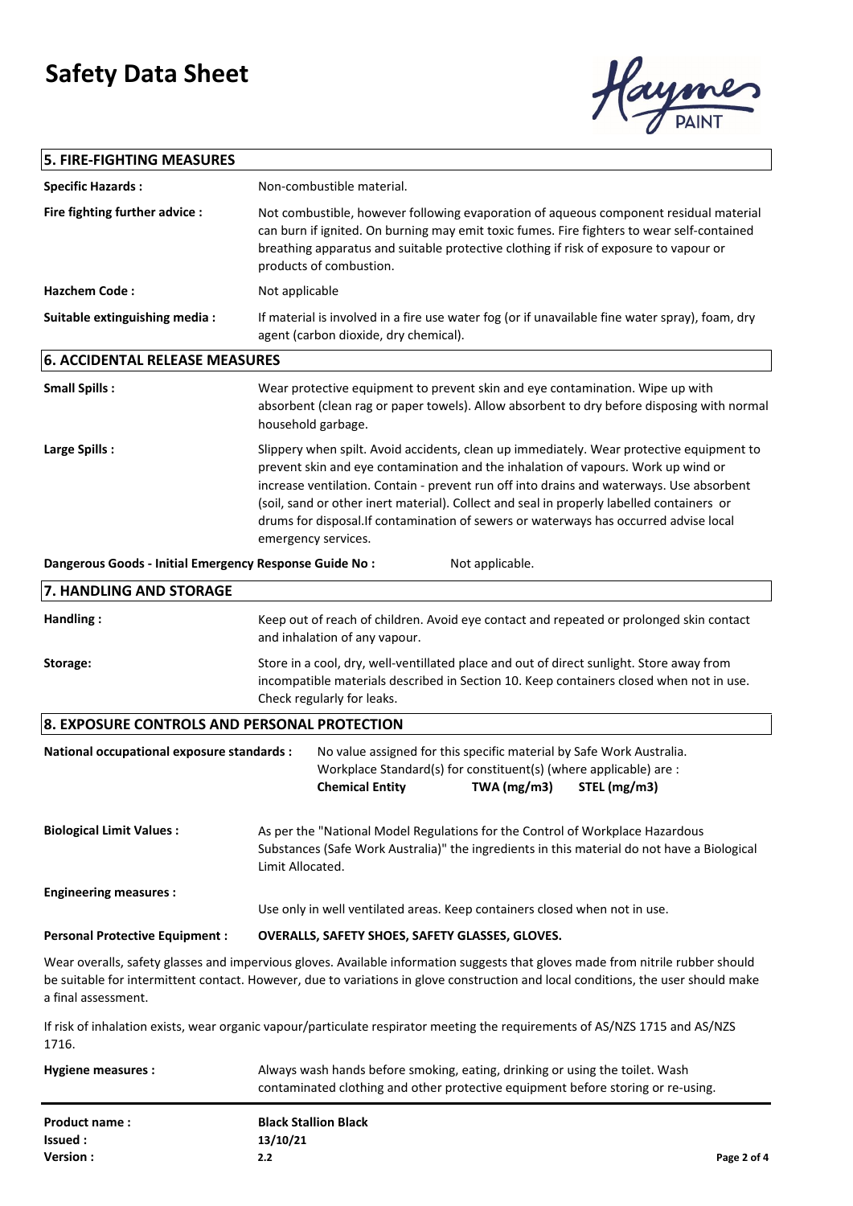# Safety Data Sheet

## 5. FIRE-FIGHTING MEASURES

**Specific Hazards :** Non-combustible material.

**Fire fighting further advice :** Not combustible, however following evaporation of aqueous component residual material can burn if ignited. On burning may emit toxic fumes. Fire fighters to wear self-contained breathing apparatus and suitable protective clothing if risk of exposure to vapour or products of combustion.

**Hazchem Code :** Not applicable

**Suitable extinguishing media :** If material is involved in a fire use water fog (or if unavailable fine water spray), foam, dry agent (carbon dioxide, dry chemical).

## 6. ACCIDENTAL RELEASE MEASURES

**Small Spills :** Wear protective equipment to prevent skin and eye contamination. Wipe up with absorbent (clean rag or paper towels). Allow absorbent to dry before disposing with normal household garbage.

**Large Spills :** Slippery when spilt. Avoid accidents, clean up immediately. Wear protective equipment to prevent skin and eye contamination and the inhalation of vapours. Work up wind or increase ventilation. Contain - prevent run off into drains and waterways. Use absorbent (soil, sand or other inert material). Collect and seal in properly labelled containers or drums for disposal.If contamination of sewers or waterways has occurred advise local emergency services.

**Dangerous Goods - Initial Emergency Response Guide No :** Not applicable.

## 7. HANDLING AND STORAGE

**Handling :** Keep out of reach of children. Avoid eye contact and repeated or prolonged skin contact and inhalation of any vapour.

**Storage:** Store in a cool, dry, well-ventillated place and out of direct sunlight. Store away from incompatible materials described in Section 10. Keep containers closed when not in use. Check regularly for leaks.

## 8. EXPOSURE CONTROLS AND PERSONAL PROTECTION

**National occupational exposure standards :** No value assigned for this specific material by Safe Work Australia. Workplace Standard(s) for constituent(s) (where applicable) are :

| Chemical Entity | TWA (mg/m3) | STEL (mg/m3) |
|---|---|---|

**Biological Limit Values :** As per the "National Model Regulations for the Control of Workplace Hazardous Substances (Safe Work Australia)" the ingredients in this material do not have a Biological Limit Allocated.

**Engineering measures :** Use only in well ventilated areas. Keep containers closed when not in use.

**Personal Protective Equipment :** **OVERALLS, SAFETY SHOES, SAFETY GLASSES, GLOVES.**

Wear overalls, safety glasses and impervious gloves. Available information suggests that gloves made from nitrile rubber should be suitable for intermittent contact. However, due to variations in glove construction and local conditions, the user should make a final assessment.

If risk of inhalation exists, wear organic vapour/particulate respirator meeting the requirements of AS/NZS 1715 and AS/NZS 1716.

**Hygiene measures :** Always wash hands before smoking, eating, drinking or using the toilet. Wash contaminated clothing and other protective equipment before storing or re-using.

**Product name :** **Black Stallion Black**
**Issued :** **13/10/21**
**Version :** **2.2**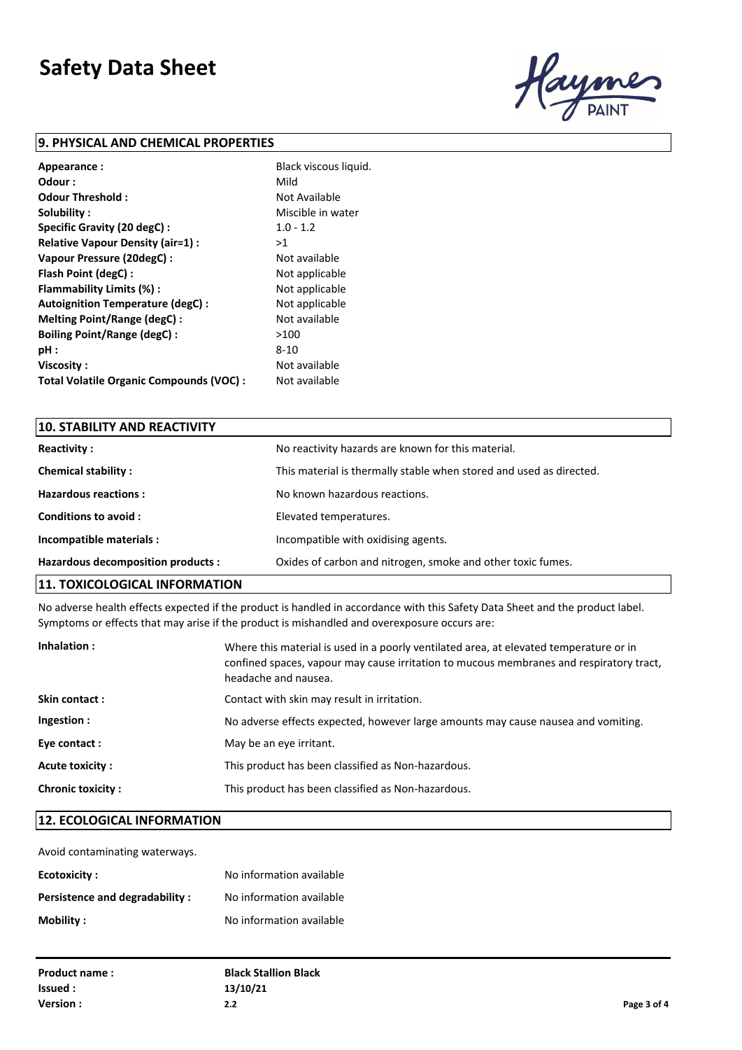# Safety Data Sheet

## 9. PHYSICAL AND CHEMICAL PROPERTIES

| | |
|---|---|
| **Appearance :** | Black viscous liquid. |
| **Odour :** | Mild |
| **Odour Threshold :** | Not Available |
| **Solubility :** | Miscible in water |
| **Specific Gravity (20 degC) :** | 1.0 - 1.2 |
| **Relative Vapour Density (air=1) :** | >1 |
| **Vapour Pressure (20degC) :** | Not available |
| **Flash Point (degC) :** | Not applicable |
| **Flammability Limits (%) :** | Not applicable |
| **Autoignition Temperature (degC) :** | Not applicable |
| **Melting Point/Range (degC) :** | Not available |
| **Boiling Point/Range (degC) :** | >100 |
| **pH :** | 8-10 |
| **Viscosity :** | Not available |
| **Total Volatile Organic Compounds (VOC) :** | Not available |

## 10. STABILITY AND REACTIVITY

| | |
|---|---|
| **Reactivity :** | No reactivity hazards are known for this material. |
| **Chemical stability :** | This material is thermally stable when stored and used as directed. |
| **Hazardous reactions :** | No known hazardous reactions. |
| **Conditions to avoid :** | Elevated temperatures. |
| **Incompatible materials :** | Incompatible with oxidising agents. |
| **Hazardous decomposition products :** | Oxides of carbon and nitrogen, smoke and other toxic fumes. |

## 11. TOXICOLOGICAL INFORMATION

No adverse health effects expected if the product is handled in accordance with this Safety Data Sheet and the product label. Symptoms or effects that may arise if the product is mishandled and overexposure occurs are:

| | |
|---|---|
| **Inhalation :** | Where this material is used in a poorly ventilated area, at elevated temperature or in confined spaces, vapour may cause irritation to mucous membranes and respiratory tract, headache and nausea. |
| **Skin contact :** | Contact with skin may result in irritation. |
| **Ingestion :** | No adverse effects expected, however large amounts may cause nausea and vomiting. |
| **Eye contact :** | May be an eye irritant. |
| **Acute toxicity :** | This product has been classified as Non-hazardous. |
| **Chronic toxicity :** | This product has been classified as Non-hazardous. |

## 12. ECOLOGICAL INFORMATION

Avoid contaminating waterways.

| | |
|---|---|
| **Ecotoxicity :** | No information available |
| **Persistence and degradability :** | No information available |
| **Mobility :** | No information available |

| | |
|---|---|
| **Product name :** | **Black Stallion Black** |
| **Issued :** | **13/10/21** |
| **Version :** | **2.2** |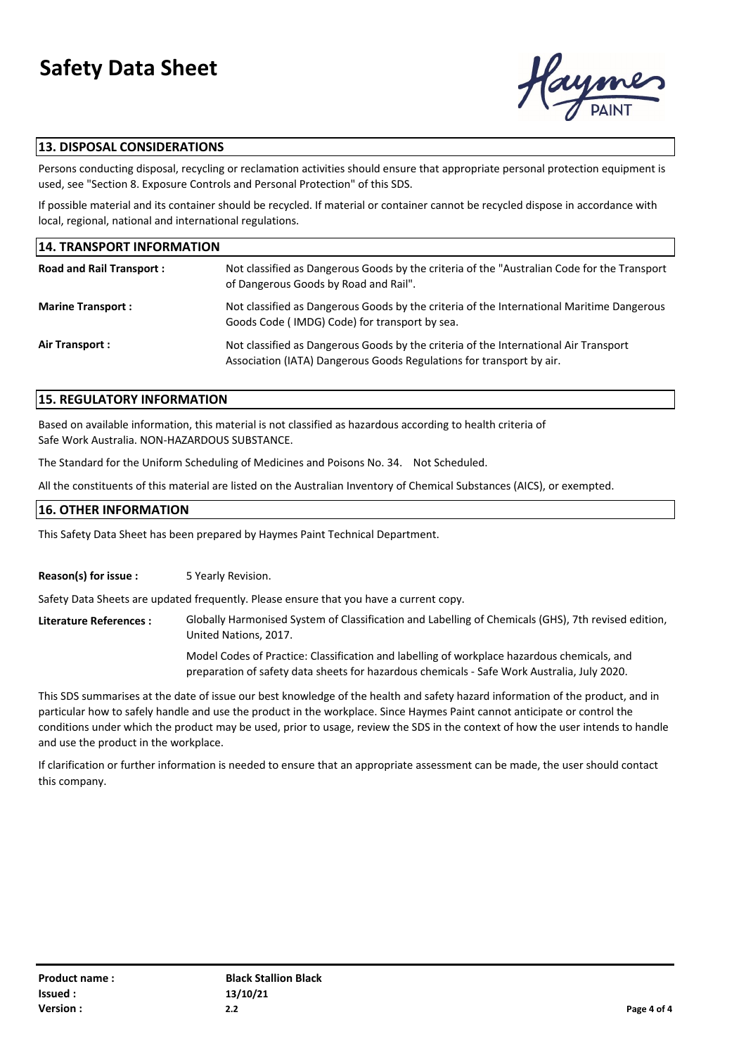## 13. DISPOSAL CONSIDERATIONS

Persons conducting disposal, recycling or reclamation activities should ensure that appropriate personal protection equipment is used, see "Section 8. Exposure Controls and Personal Protection" of this SDS.

If possible material and its container should be recycled. If material or container cannot be recycled dispose in accordance with local, regional, national and international regulations.

## 14. TRANSPORT INFORMATION

| | |
|---|---|
| **Road and Rail Transport :** | Not classified as Dangerous Goods by the criteria of the "Australian Code for the Transport of Dangerous Goods by Road and Rail". |
| **Marine Transport :** | Not classified as Dangerous Goods by the criteria of the International Maritime Dangerous Goods Code ( IMDG) Code) for transport by sea. |
| **Air Transport :** | Not classified as Dangerous Goods by the criteria of the International Air Transport Association (IATA) Dangerous Goods Regulations for transport by air. |

## 15. REGULATORY INFORMATION

Based on available information, this material is not classified as hazardous according to health criteria of Safe Work Australia. NON-HAZARDOUS SUBSTANCE.

The Standard for the Uniform Scheduling of Medicines and Poisons No. 34. Not Scheduled.

All the constituents of this material are listed on the Australian Inventory of Chemical Substances (AICS), or exempted.

## 16. OTHER INFORMATION

This Safety Data Sheet has been prepared by Haymes Paint Technical Department.

**Reason(s) for issue :** 5 Yearly Revision.

Safety Data Sheets are updated frequently. Please ensure that you have a current copy.

**Literature References :** Globally Harmonised System of Classification and Labelling of Chemicals (GHS), 7th revised edition, United Nations, 2017.

Model Codes of Practice: Classification and labelling of workplace hazardous chemicals, and preparation of safety data sheets for hazardous chemicals - Safe Work Australia, July 2020.

This SDS summarises at the date of issue our best knowledge of the health and safety hazard information of the product, and in particular how to safely handle and use the product in the workplace. Since Haymes Paint cannot anticipate or control the conditions under which the product may be used, prior to usage, review the SDS in the context of how the user intends to handle and use the product in the workplace.

If clarification or further information is needed to ensure that an appropriate assessment can be made, the user should contact this company.

**Product name :** **Black Stallion Black**
**Issued :** **13/10/21**
**Version :** **2.2**